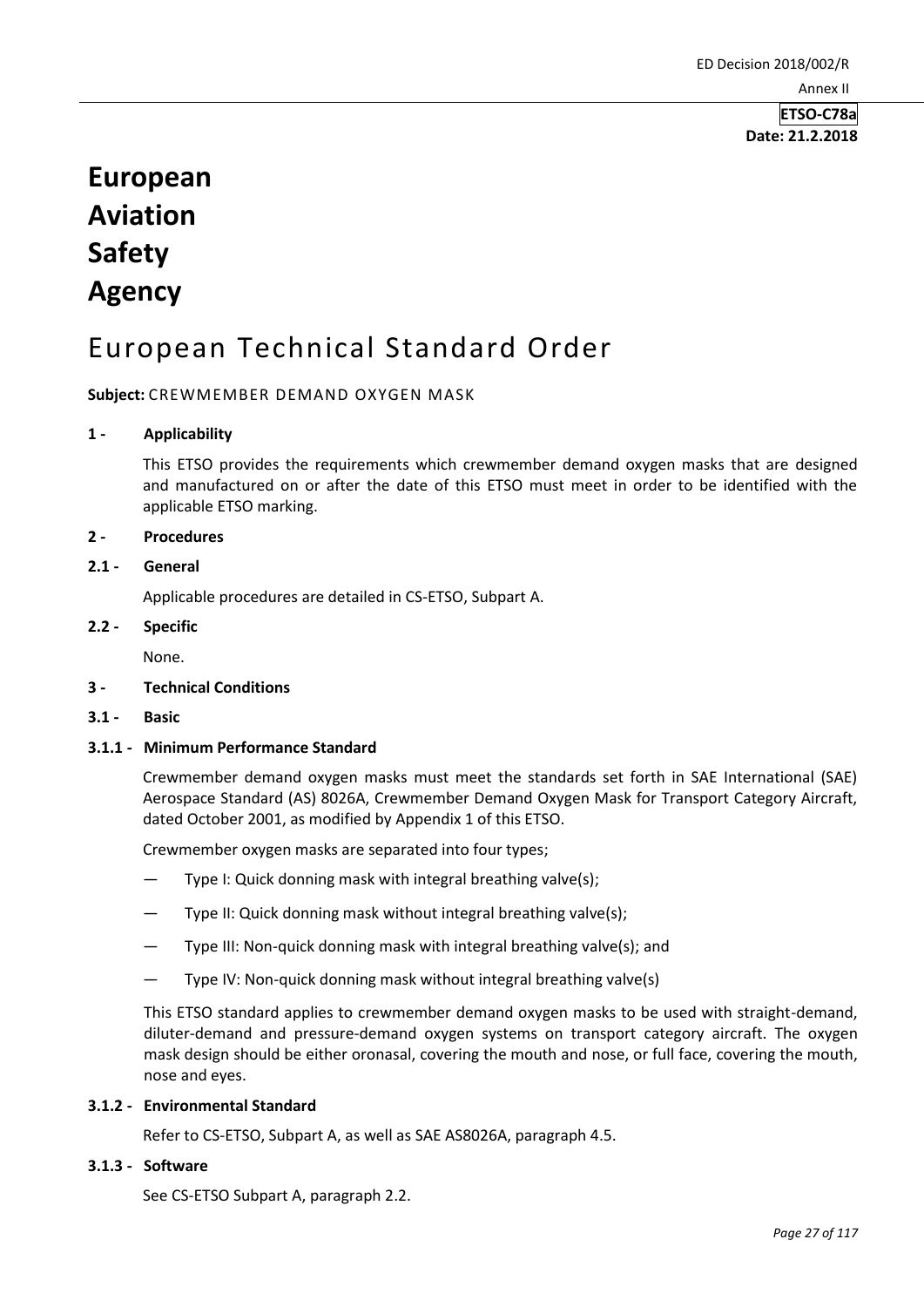ETSO-C78a
**Date: 21.2.2018**

# European Aviation Safety Agency

# European Technical Standard Order

**Subject:** CREWMEMBER DEMAND OXYGEN MASK

## 1 - Applicability

This ETSO provides the requirements which crewmember demand oxygen masks that are designed and manufactured on or after the date of this ETSO must meet in order to be identified with the applicable ETSO marking.

## 2 - Procedures

### 2.1 - General

Applicable procedures are detailed in CS-ETSO, Subpart A.

### 2.2 - Specific

None.

## 3 - Technical Conditions

### 3.1 - Basic

#### 3.1.1 - Minimum Performance Standard

Crewmember demand oxygen masks must meet the standards set forth in SAE International (SAE) Aerospace Standard (AS) 8026A, Crewmember Demand Oxygen Mask for Transport Category Aircraft, dated October 2001, as modified by Appendix 1 of this ETSO.

Crewmember oxygen masks are separated into four types;

- Type I: Quick donning mask with integral breathing valve(s);
- Type II: Quick donning mask without integral breathing valve(s);
- Type III: Non-quick donning mask with integral breathing valve(s); and
- Type IV: Non-quick donning mask without integral breathing valve(s)

This ETSO standard applies to crewmember demand oxygen masks to be used with straight-demand, diluter-demand and pressure-demand oxygen systems on transport category aircraft. The oxygen mask design should be either oronasal, covering the mouth and nose, or full face, covering the mouth, nose and eyes.

#### 3.1.2 - Environmental Standard

Refer to CS-ETSO, Subpart A, as well as SAE AS8026A, paragraph 4.5.

#### 3.1.3 - Software

See CS-ETSO Subpart A, paragraph 2.2.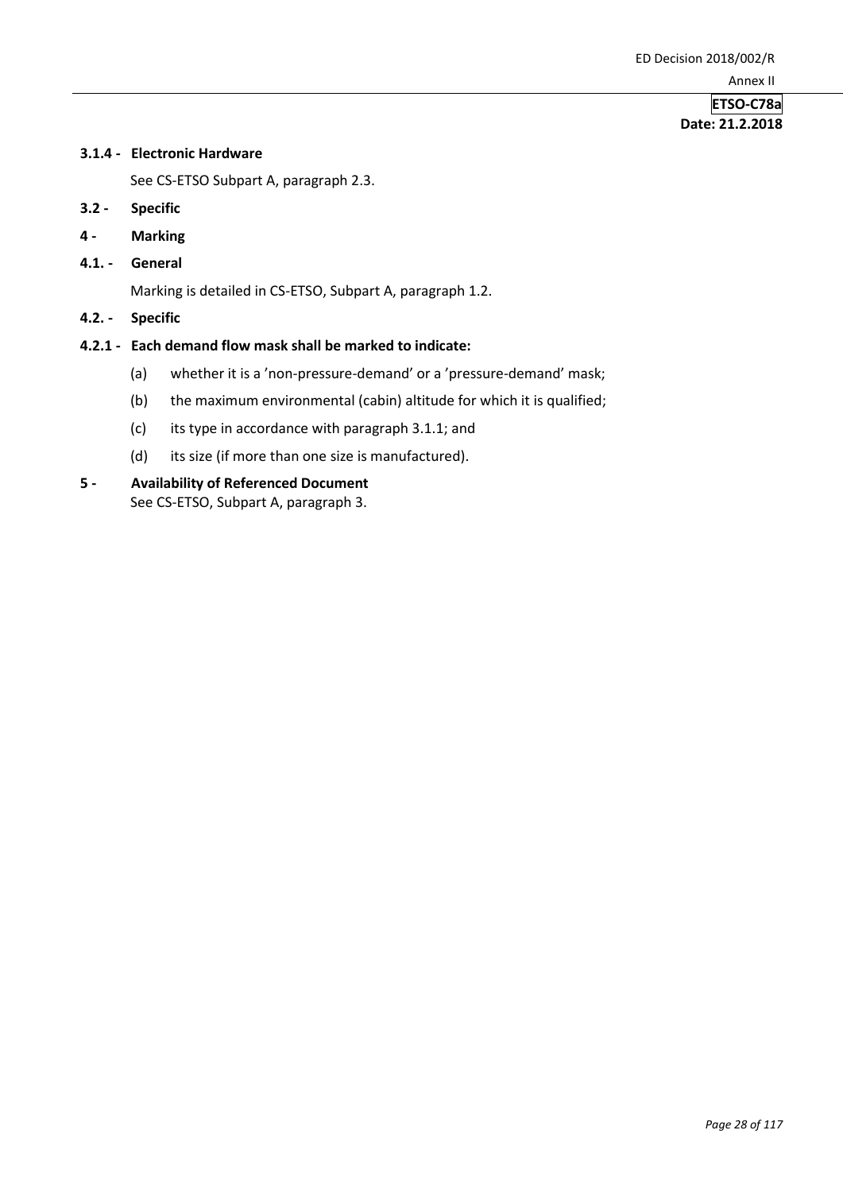### 3.1.4 - Electronic Hardware

See CS-ETSO Subpart A, paragraph 2.3.

### 3.2 - Specific

## 4 - Marking

### 4.1. - General

Marking is detailed in CS-ETSO, Subpart A, paragraph 1.2.

### 4.2. - Specific

#### 4.2.1 - Each demand flow mask shall be marked to indicate:

(a) whether it is a 'non-pressure-demand' or a 'pressure-demand' mask;

(b) the maximum environmental (cabin) altitude for which it is qualified;

(c) its type in accordance with paragraph 3.1.1; and

(d) its size (if more than one size is manufactured).

## 5 - Availability of Referenced Document

See CS-ETSO, Subpart A, paragraph 3.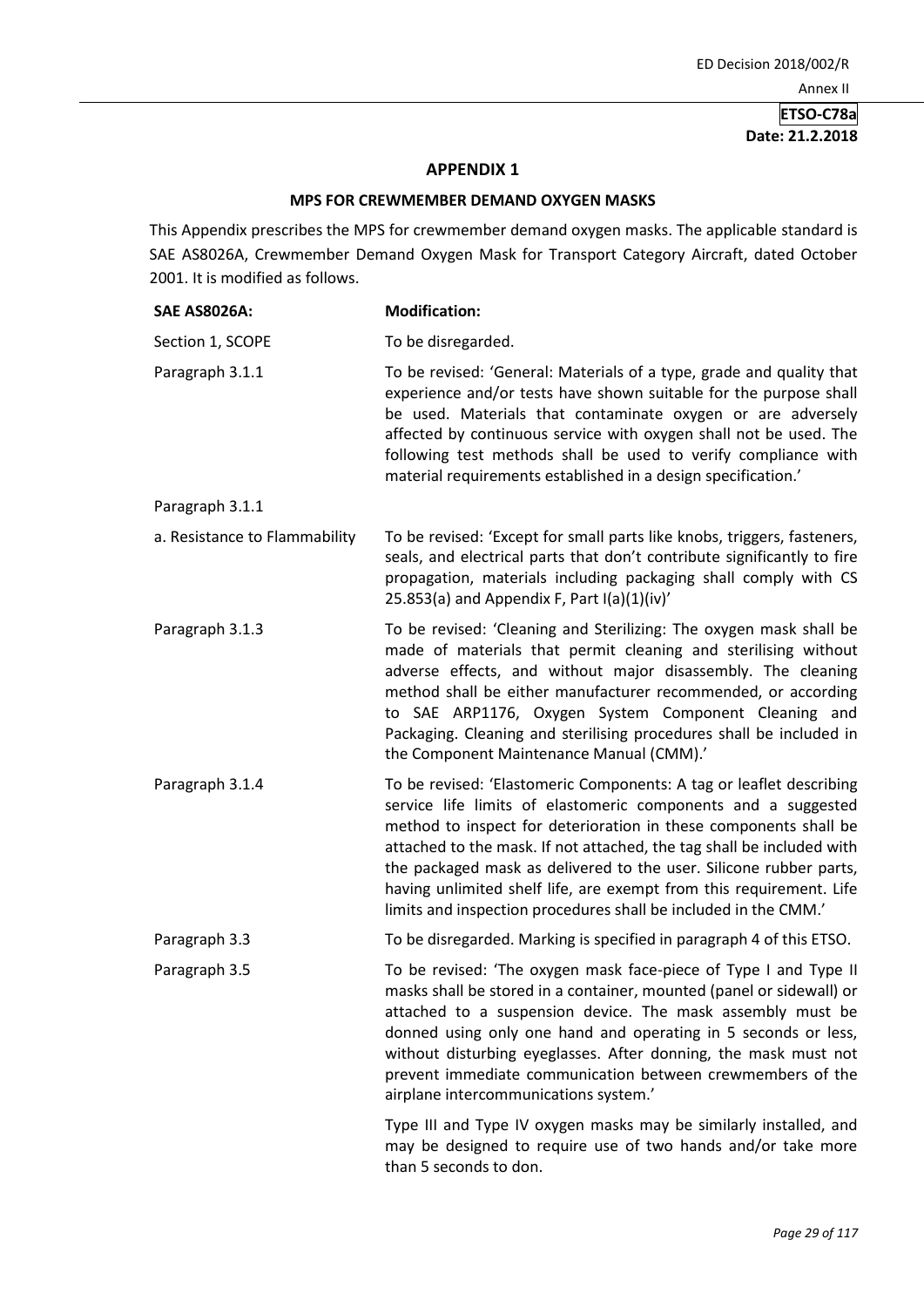## APPENDIX 1

### MPS FOR CREWMEMBER DEMAND OXYGEN MASKS

This Appendix prescribes the MPS for crewmember demand oxygen masks. The applicable standard is SAE AS8026A, Crewmember Demand Oxygen Mask for Transport Category Aircraft, dated October 2001. It is modified as follows.

| SAE AS8026A: | Modification: |
|---|---|
| Section 1, SCOPE | To be disregarded. |
| Paragraph 3.1.1 | To be revised: 'General: Materials of a type, grade and quality that experience and/or tests have shown suitable for the purpose shall be used. Materials that contaminate oxygen or are adversely affected by continuous service with oxygen shall not be used. The following test methods shall be used to verify compliance with material requirements established in a design specification.' |
| Paragraph 3.1.1<br>a. Resistance to Flammability | To be revised: 'Except for small parts like knobs, triggers, fasteners, seals, and electrical parts that don't contribute significantly to fire propagation, materials including packaging shall comply with CS 25.853(a) and Appendix F, Part I(a)(1)(iv)' |
| Paragraph 3.1.3 | To be revised: 'Cleaning and Sterilizing: The oxygen mask shall be made of materials that permit cleaning and sterilising without adverse effects, and without major disassembly. The cleaning method shall be either manufacturer recommended, or according to SAE ARP1176, Oxygen System Component Cleaning and Packaging. Cleaning and sterilising procedures shall be included in the Component Maintenance Manual (CMM).' |
| Paragraph 3.1.4 | To be revised: 'Elastomeric Components: A tag or leaflet describing service life limits of elastomeric components and a suggested method to inspect for deterioration in these components shall be attached to the mask. If not attached, the tag shall be included with the packaged mask as delivered to the user. Silicone rubber parts, having unlimited shelf life, are exempt from this requirement. Life limits and inspection procedures shall be included in the CMM.' |
| Paragraph 3.3 | To be disregarded. Marking is specified in paragraph 4 of this ETSO. |
| Paragraph 3.5 | To be revised: 'The oxygen mask face-piece of Type I and Type II masks shall be stored in a container, mounted (panel or sidewall) or attached to a suspension device. The mask assembly must be donned using only one hand and operating in 5 seconds or less, without disturbing eyeglasses. After donning, the mask must not prevent immediate communication between crewmembers of the airplane intercommunications system.'<br><br>Type III and Type IV oxygen masks may be similarly installed, and may be designed to require use of two hands and/or take more than 5 seconds to don. |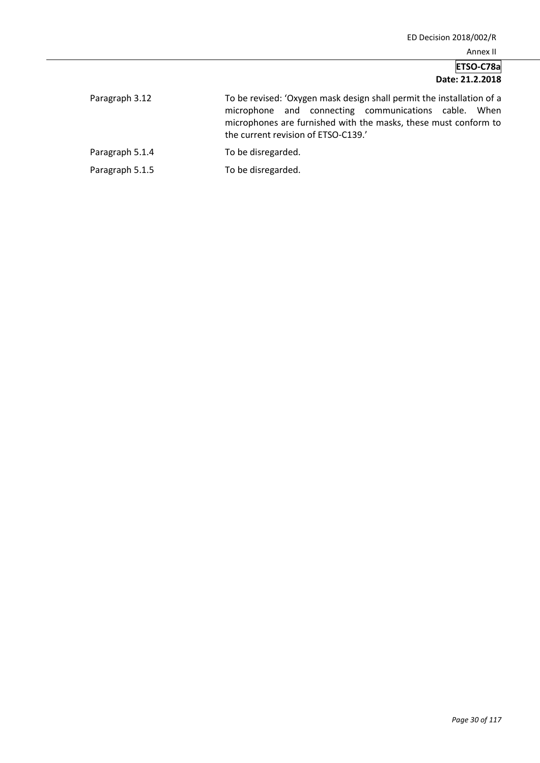| | |
|---|---|
| Paragraph 3.12 | To be revised: 'Oxygen mask design shall permit the installation of a microphone and connecting communications cable. When microphones are furnished with the masks, these must conform to the current revision of ETSO-C139.' |
| Paragraph 5.1.4 | To be disregarded. |
| Paragraph 5.1.5 | To be disregarded. |